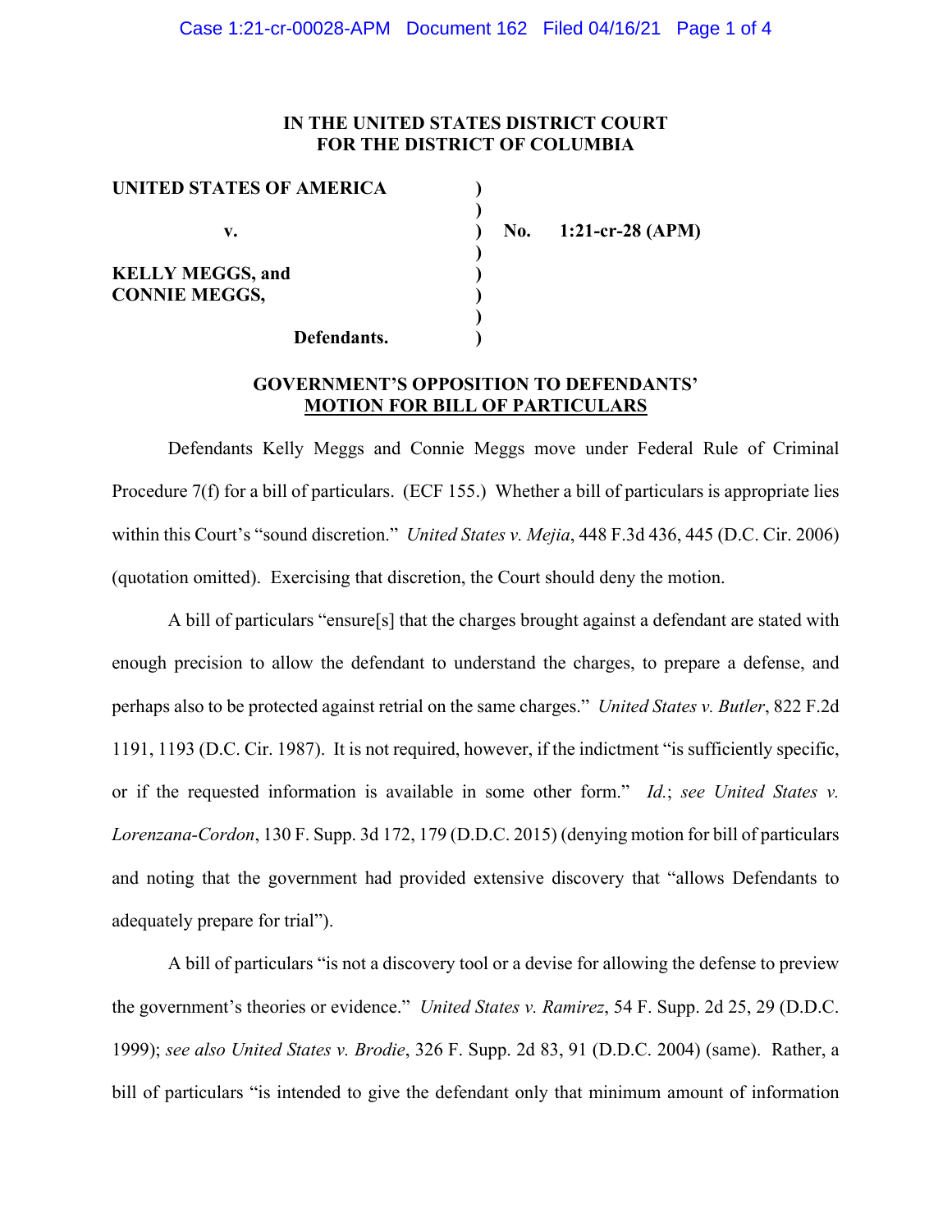**IN THE UNITED STATES DISTRICT COURT**
**FOR THE DISTRICT OF COLUMBIA**

| | | |
|---|---|---|
| **UNITED STATES OF AMERICA** | ) | |
| | ) | |
| **v.** | ) | **No. 1:21-cr-28 (APM)** |
| | ) | |
| **KELLY MEGGS, and** | ) | |
| **CONNIE MEGGS,** | ) | |
| | ) | |
| **Defendants.** | ) | |

**GOVERNMENT'S OPPOSITION TO DEFENDANTS' MOTION FOR BILL OF PARTICULARS**

Defendants Kelly Meggs and Connie Meggs move under Federal Rule of Criminal Procedure 7(f) for a bill of particulars. (ECF 155.) Whether a bill of particulars is appropriate lies within this Court's "sound discretion." *United States v. Mejia*, 448 F.3d 436, 445 (D.C. Cir. 2006) (quotation omitted). Exercising that discretion, the Court should deny the motion.

A bill of particulars "ensure[s] that the charges brought against a defendant are stated with enough precision to allow the defendant to understand the charges, to prepare a defense, and perhaps also to be protected against retrial on the same charges." *United States v. Butler*, 822 F.2d 1191, 1193 (D.C. Cir. 1987). It is not required, however, if the indictment "is sufficiently specific, or if the requested information is available in some other form." *Id.*; *see United States v. Lorenzana-Cordon*, 130 F. Supp. 3d 172, 179 (D.D.C. 2015) (denying motion for bill of particulars and noting that the government had provided extensive discovery that "allows Defendants to adequately prepare for trial").

A bill of particulars "is not a discovery tool or a devise for allowing the defense to preview the government's theories or evidence." *United States v. Ramirez*, 54 F. Supp. 2d 25, 29 (D.D.C. 1999); *see also United States v. Brodie*, 326 F. Supp. 2d 83, 91 (D.D.C. 2004) (same). Rather, a bill of particulars "is intended to give the defendant only that minimum amount of information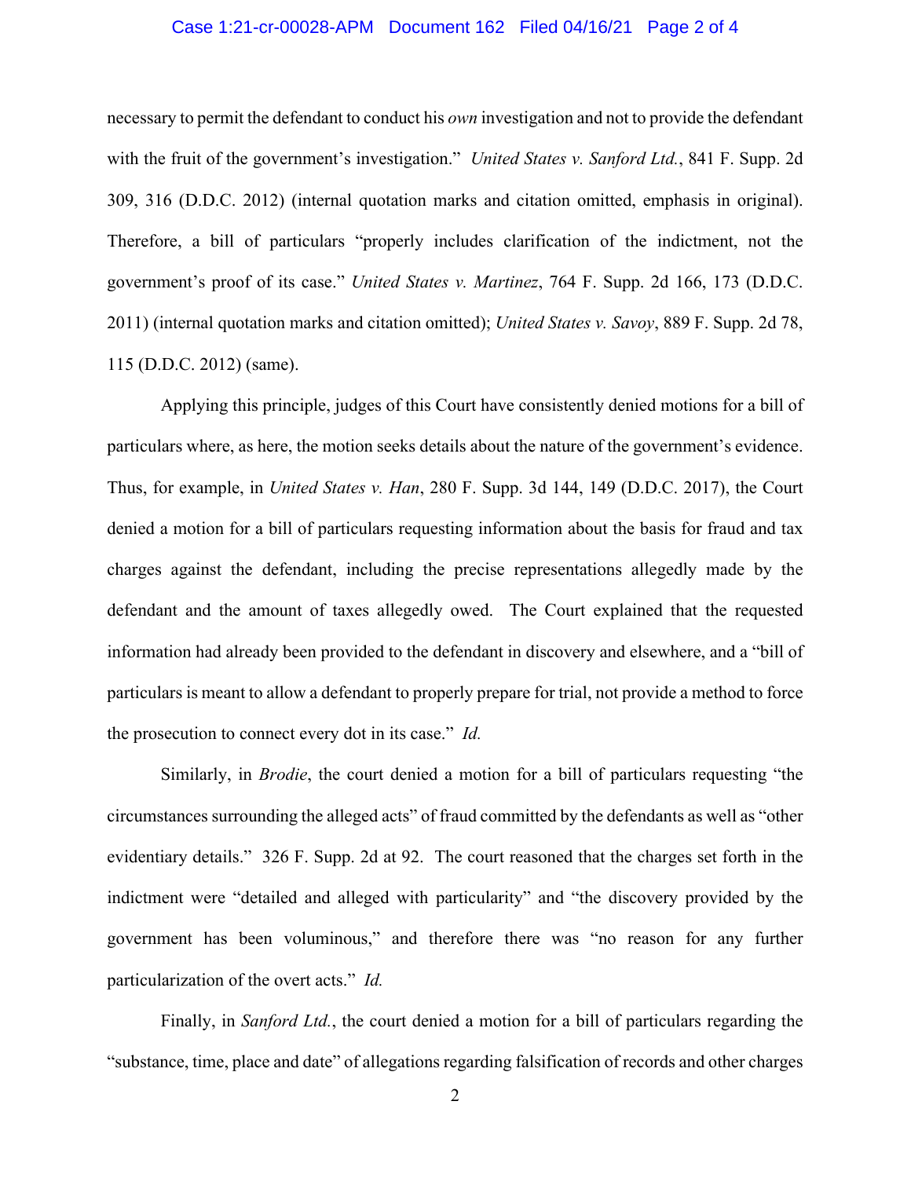necessary to permit the defendant to conduct his *own* investigation and not to provide the defendant with the fruit of the government's investigation." *United States v. Sanford Ltd.*, 841 F. Supp. 2d 309, 316 (D.D.C. 2012) (internal quotation marks and citation omitted, emphasis in original). Therefore, a bill of particulars "properly includes clarification of the indictment, not the government's proof of its case." *United States v. Martinez*, 764 F. Supp. 2d 166, 173 (D.D.C. 2011) (internal quotation marks and citation omitted); *United States v. Savoy*, 889 F. Supp. 2d 78, 115 (D.D.C. 2012) (same).

Applying this principle, judges of this Court have consistently denied motions for a bill of particulars where, as here, the motion seeks details about the nature of the government's evidence. Thus, for example, in *United States v. Han*, 280 F. Supp. 3d 144, 149 (D.D.C. 2017), the Court denied a motion for a bill of particulars requesting information about the basis for fraud and tax charges against the defendant, including the precise representations allegedly made by the defendant and the amount of taxes allegedly owed. The Court explained that the requested information had already been provided to the defendant in discovery and elsewhere, and a "bill of particulars is meant to allow a defendant to properly prepare for trial, not provide a method to force the prosecution to connect every dot in its case." *Id.*

Similarly, in *Brodie*, the court denied a motion for a bill of particulars requesting "the circumstances surrounding the alleged acts" of fraud committed by the defendants as well as "other evidentiary details." 326 F. Supp. 2d at 92. The court reasoned that the charges set forth in the indictment were "detailed and alleged with particularity" and "the discovery provided by the government has been voluminous," and therefore there was "no reason for any further particularization of the overt acts." *Id.*

Finally, in *Sanford Ltd.*, the court denied a motion for a bill of particulars regarding the "substance, time, place and date" of allegations regarding falsification of records and other charges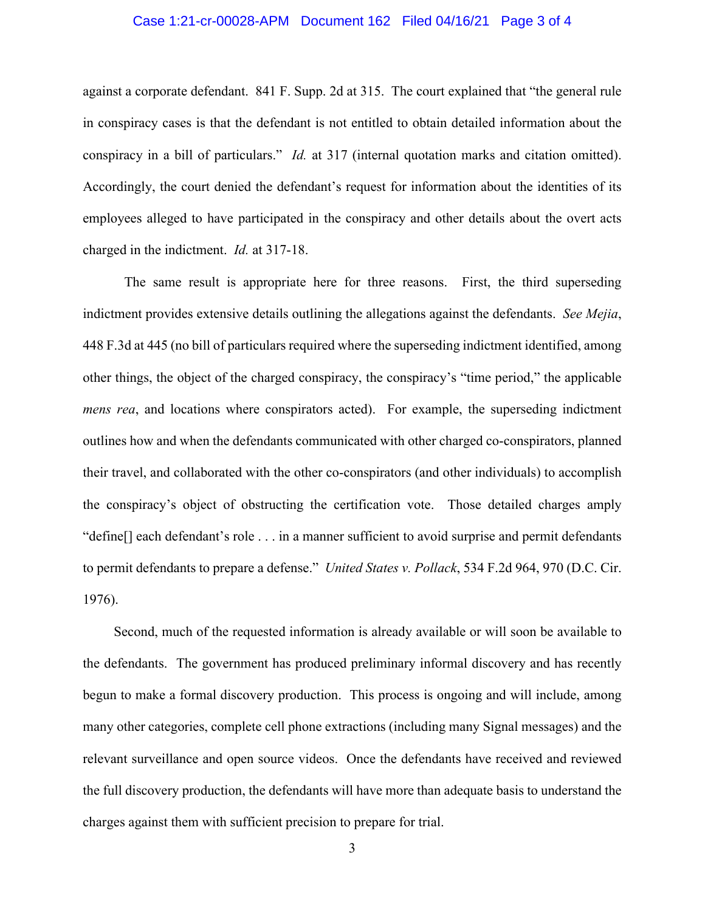against a corporate defendant. 841 F. Supp. 2d at 315. The court explained that "the general rule in conspiracy cases is that the defendant is not entitled to obtain detailed information about the conspiracy in a bill of particulars." *Id.* at 317 (internal quotation marks and citation omitted). Accordingly, the court denied the defendant's request for information about the identities of its employees alleged to have participated in the conspiracy and other details about the overt acts charged in the indictment. *Id.* at 317-18.

The same result is appropriate here for three reasons. First, the third superseding indictment provides extensive details outlining the allegations against the defendants. *See Mejia*, 448 F.3d at 445 (no bill of particulars required where the superseding indictment identified, among other things, the object of the charged conspiracy, the conspiracy's "time period," the applicable *mens rea*, and locations where conspirators acted). For example, the superseding indictment outlines how and when the defendants communicated with other charged co-conspirators, planned their travel, and collaborated with the other co-conspirators (and other individuals) to accomplish the conspiracy's object of obstructing the certification vote. Those detailed charges amply "define[] each defendant's role . . . in a manner sufficient to avoid surprise and permit defendants to permit defendants to prepare a defense." *United States v. Pollack*, 534 F.2d 964, 970 (D.C. Cir. 1976).

Second, much of the requested information is already available or will soon be available to the defendants. The government has produced preliminary informal discovery and has recently begun to make a formal discovery production. This process is ongoing and will include, among many other categories, complete cell phone extractions (including many Signal messages) and the relevant surveillance and open source videos. Once the defendants have received and reviewed the full discovery production, the defendants will have more than adequate basis to understand the charges against them with sufficient precision to prepare for trial.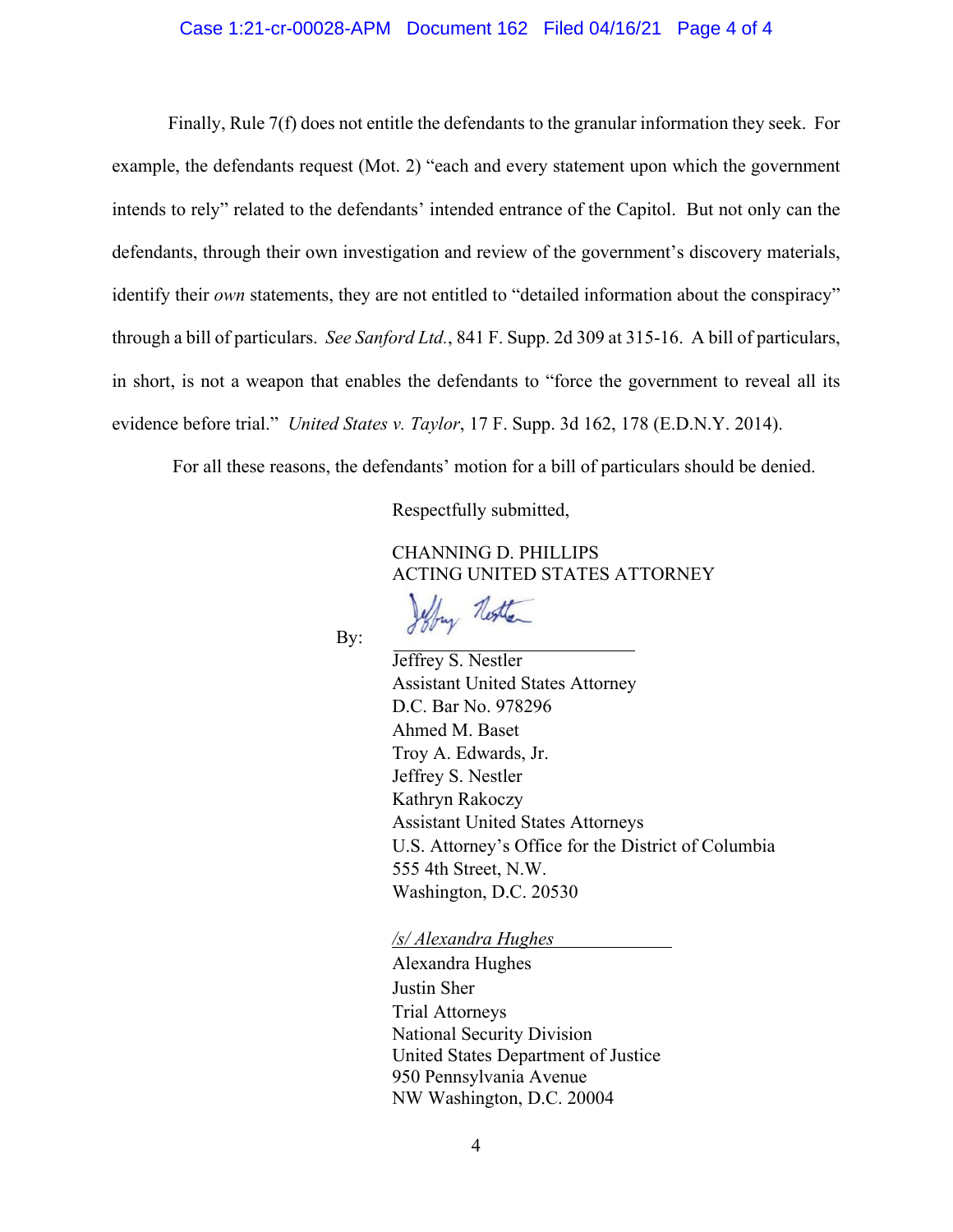Finally, Rule 7(f) does not entitle the defendants to the granular information they seek. For example, the defendants request (Mot. 2) "each and every statement upon which the government intends to rely" related to the defendants' intended entrance of the Capitol. But not only can the defendants, through their own investigation and review of the government's discovery materials, identify their *own* statements, they are not entitled to "detailed information about the conspiracy" through a bill of particulars. *See Sanford Ltd.*, 841 F. Supp. 2d 309 at 315-16. A bill of particulars, in short, is not a weapon that enables the defendants to "force the government to reveal all its evidence before trial." *United States v. Taylor*, 17 F. Supp. 3d 162, 178 (E.D.N.Y. 2014).

For all these reasons, the defendants' motion for a bill of particulars should be denied.

Respectfully submitted,

CHANNING D. PHILLIPS
ACTING UNITED STATES ATTORNEY

By: ______________________
Jeffrey S. Nestler
Assistant United States Attorney
D.C. Bar No. 978296
Ahmed M. Baset
Troy A. Edwards, Jr.
Jeffrey S. Nestler
Kathryn Rakoczy
Assistant United States Attorneys
U.S. Attorney's Office for the District of Columbia
555 4th Street, N.W.
Washington, D.C. 20530

*/s/ Alexandra Hughes*
Alexandra Hughes
Justin Sher
Trial Attorneys
National Security Division
United States Department of Justice
950 Pennsylvania Avenue
NW Washington, D.C. 20004